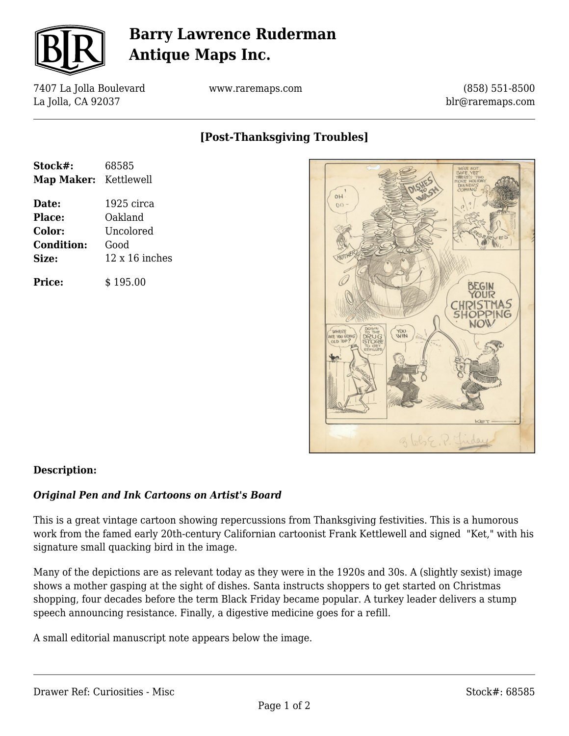# Barry Lawrence Ruderman Antique Maps Inc.

7407 La Jolla Boulevard
La Jolla, CA 92037

www.raremaps.com

(858) 551-8500
blr@raremaps.com

## [Post-Thanksgiving Troubles]

**Stock#:** 68585
**Map Maker:** Kettlewell

**Date:** 1925 circa
**Place:** Oakland
**Color:** Uncolored
**Condition:** Good
**Size:** 12 x 16 inches

**Price:** $ 195.00

### Description:

***Original Pen and Ink Cartoons on Artist's Board***

This is a great vintage cartoon showing repercussions from Thanksgiving festivities. This is a humorous work from the famed early 20th-century Californian cartoonist Frank Kettlewell and signed "Ket," with his signature small quacking bird in the image.

Many of the depictions are as relevant today as they were in the 1920s and 30s. A (slightly sexist) image shows a mother gasping at the sight of dishes. Santa instructs shoppers to get started on Christmas shopping, four decades before the term Black Friday became popular. A turkey leader delivers a stump speech announcing resistance. Finally, a digestive medicine goes for a refill.

A small editorial manuscript note appears below the image.

Drawer Ref: Curiosities - Misc

Stock#: 68585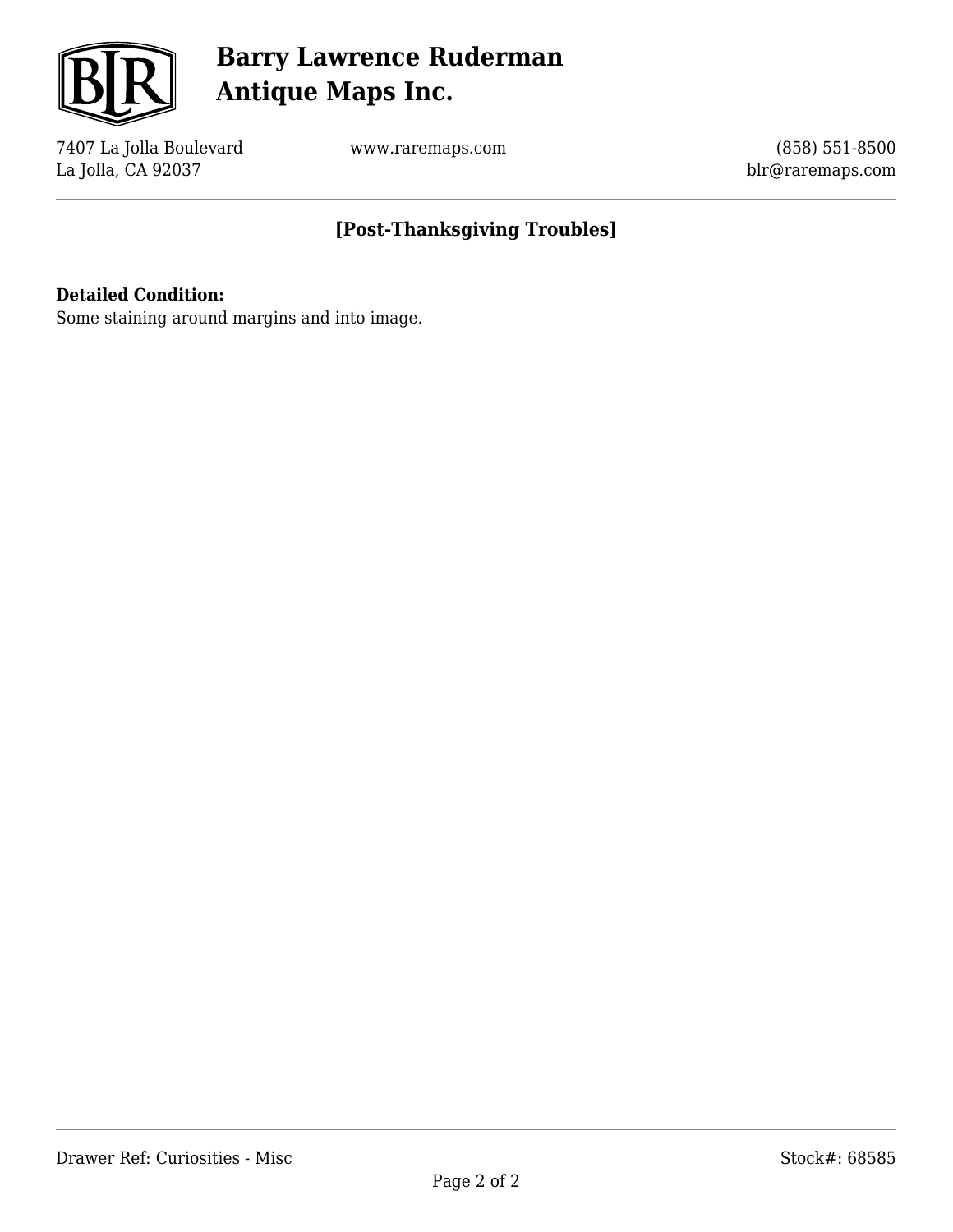## [Post-Thanksgiving Troubles]

**Detailed Condition:**
Some staining around margins and into image.